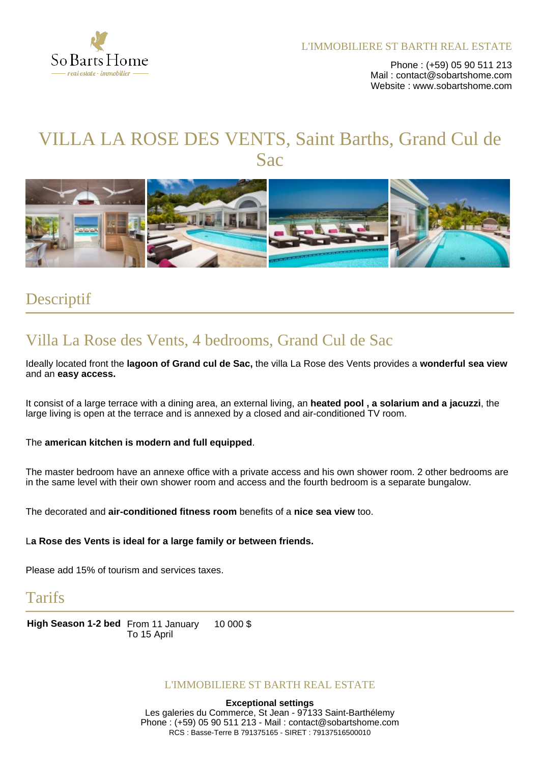L'IMMOBILIERE ST BARTH REAL ESTATE

Phone : (+59) 05 90 511 213
Mail : contact@sobartshome.com
Website : www.sobartshome.com

# VILLA LA ROSE DES VENTS, Saint Barths, Grand Cul de Sac

## Descriptif

### Villa La Rose des Vents, 4 bedrooms, Grand Cul de Sac

Ideally located front the **lagoon of Grand cul de Sac,** the villa La Rose des Vents provides a **wonderful sea view** and an **easy access.**

It consist of a large terrace with a dining area, an external living, an **heated pool , a solarium and a jacuzzi**, the large living is open at the terrace and is annexed by a closed and air-conditioned TV room.

The **american kitchen is modern and full equipped**.

The master bedroom have an annexe office with a private access and his own shower room. 2 other bedrooms are in the same level with their own shower room and access and the fourth bedroom is a separate bungalow.

The decorated and **air-conditioned fitness room** benefits of a **nice sea view** too.

L**a Rose des Vents is ideal for a large family or between friends.**

Please add 15% of tourism and services taxes.

## Tarifs

| | | |
|---|---|---|
| **High Season 1-2 bed** | From 11 January To 15 April | 10 000 $ |

L'IMMOBILIERE ST BARTH REAL ESTATE

**Exceptional settings**
Les galeries du Commerce, St Jean - 97133 Saint-Barthélemy
Phone : (+59) 05 90 511 213 - Mail : contact@sobartshome.com
RCS : Basse-Terre B 791375165 - SIRET : 79137516500010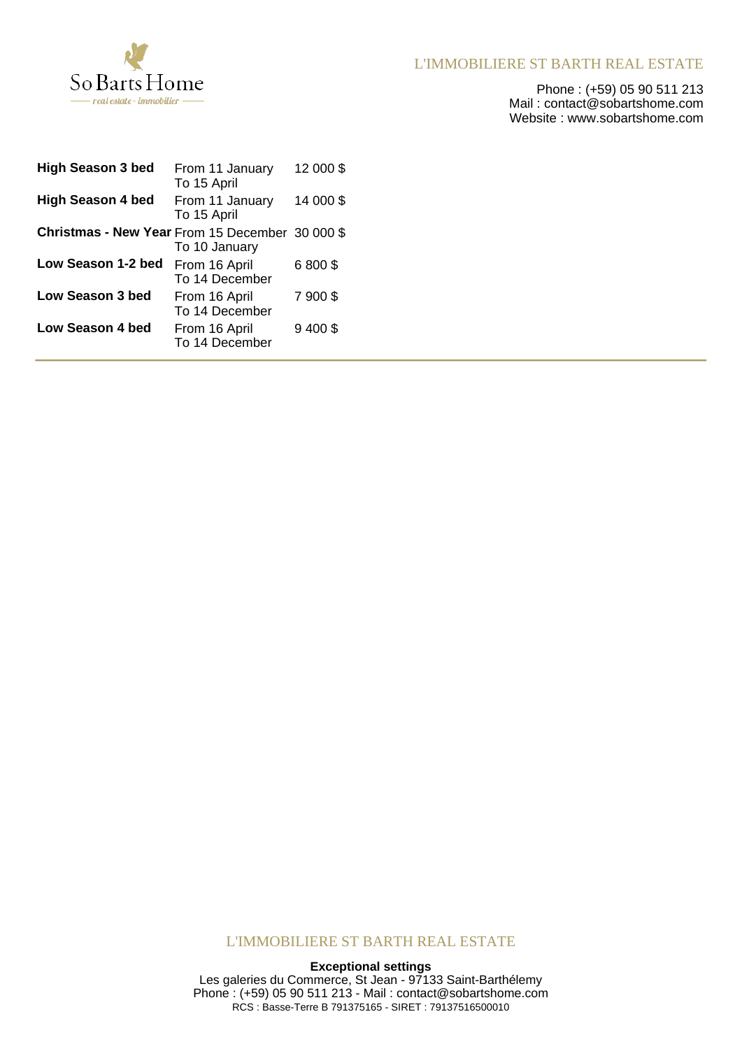| | | |
|---|---|---|
| **High Season 3 bed** | From 11 January To 15 April | 12 000 $ |
| **High Season 4 bed** | From 11 January To 15 April | 14 000 $ |
| **Christmas - New Year** | From 15 December To 10 January | 30 000 $ |
| **Low Season 1-2 bed** | From 16 April To 14 December | 6 800 $ |
| **Low Season 3 bed** | From 16 April To 14 December | 7 900 $ |
| **Low Season 4 bed** | From 16 April To 14 December | 9 400 $ |